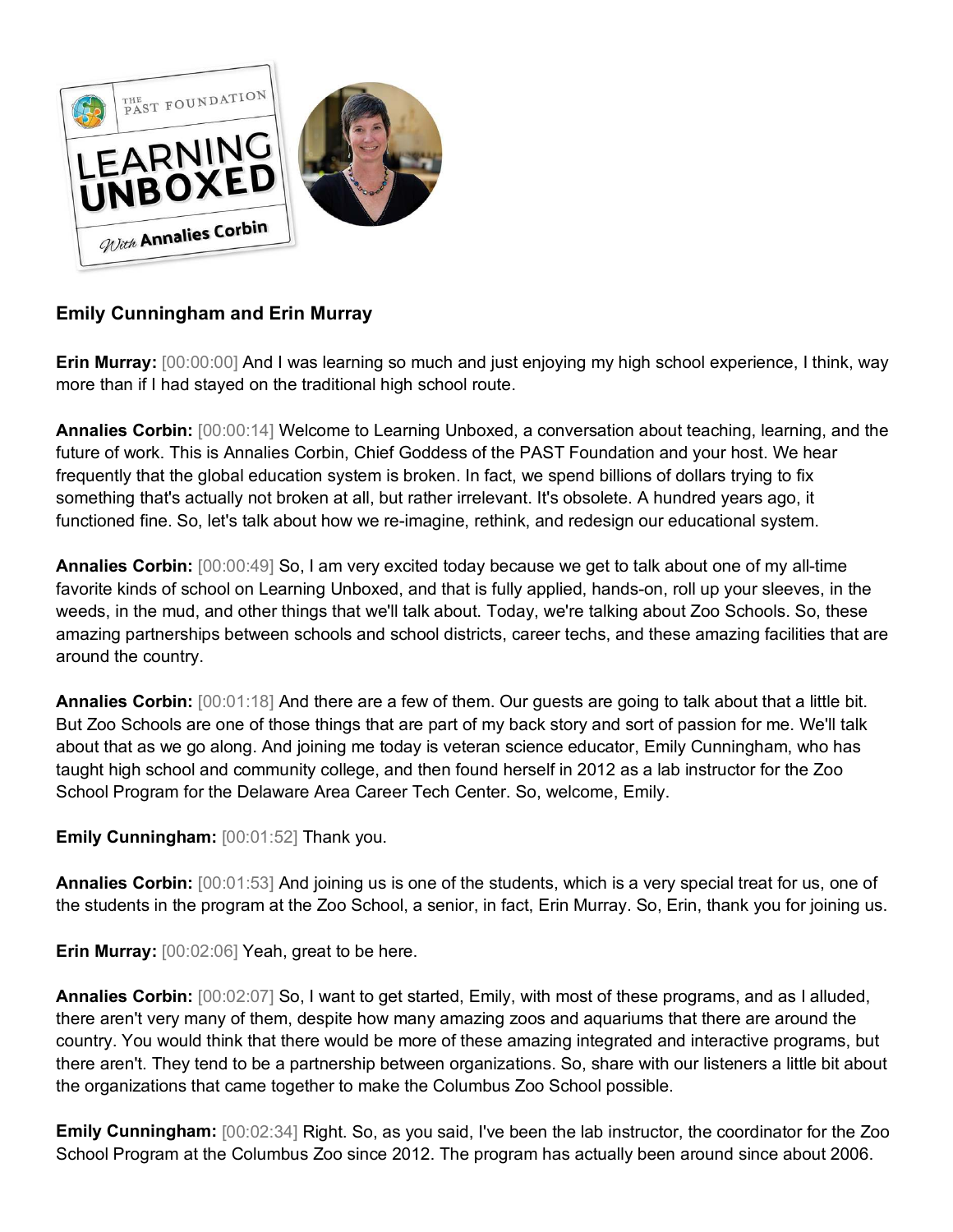**Emily Cunningham and Erin Murray**

**Erin Murray:** [00:00:00] And I was learning so much and just enjoying my high school experience, I think, way more than if I had stayed on the traditional high school route.

**Annalies Corbin:** [00:00:14] Welcome to Learning Unboxed, a conversation about teaching, learning, and the future of work. This is Annalies Corbin, Chief Goddess of the PAST Foundation and your host. We hear frequently that the global education system is broken. In fact, we spend billions of dollars trying to fix something that's actually not broken at all, but rather irrelevant. It's obsolete. A hundred years ago, it functioned fine. So, let's talk about how we re-imagine, rethink, and redesign our educational system.

**Annalies Corbin:** [00:00:49] So, I am very excited today because we get to talk about one of my all-time favorite kinds of school on Learning Unboxed, and that is fully applied, hands-on, roll up your sleeves, in the weeds, in the mud, and other things that we'll talk about. Today, we're talking about Zoo Schools. So, these amazing partnerships between schools and school districts, career techs, and these amazing facilities that are around the country.

**Annalies Corbin:** [00:01:18] And there are a few of them. Our guests are going to talk about that a little bit. But Zoo Schools are one of those things that are part of my back story and sort of passion for me. We'll talk about that as we go along. And joining me today is veteran science educator, Emily Cunningham, who has taught high school and community college, and then found herself in 2012 as a lab instructor for the Zoo School Program for the Delaware Area Career Tech Center. So, welcome, Emily.

**Emily Cunningham:** [00:01:52] Thank you.

**Annalies Corbin:** [00:01:53] And joining us is one of the students, which is a very special treat for us, one of the students in the program at the Zoo School, a senior, in fact, Erin Murray. So, Erin, thank you for joining us.

**Erin Murray:** [00:02:06] Yeah, great to be here.

**Annalies Corbin:** [00:02:07] So, I want to get started, Emily, with most of these programs, and as I alluded, there aren't very many of them, despite how many amazing zoos and aquariums that there are around the country. You would think that there would be more of these amazing integrated and interactive programs, but there aren't. They tend to be a partnership between organizations. So, share with our listeners a little bit about the organizations that came together to make the Columbus Zoo School possible.

**Emily Cunningham:** [00:02:34] Right. So, as you said, I've been the lab instructor, the coordinator for the Zoo School Program at the Columbus Zoo since 2012. The program has actually been around since about 2006.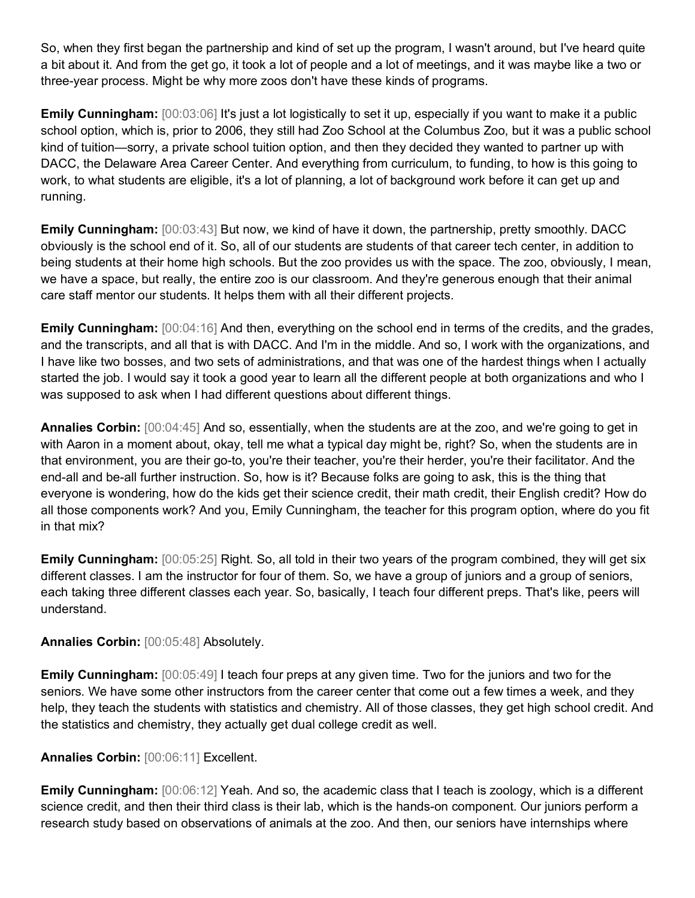So, when they first began the partnership and kind of set up the program, I wasn't around, but I've heard quite a bit about it. And from the get go, it took a lot of people and a lot of meetings, and it was maybe like a two or three-year process. Might be why more zoos don't have these kinds of programs.

**Emily Cunningham:** [00:03:06] It's just a lot logistically to set it up, especially if you want to make it a public school option, which is, prior to 2006, they still had Zoo School at the Columbus Zoo, but it was a public school kind of tuition—sorry, a private school tuition option, and then they decided they wanted to partner up with DACC, the Delaware Area Career Center. And everything from curriculum, to funding, to how is this going to work, to what students are eligible, it's a lot of planning, a lot of background work before it can get up and running.

**Emily Cunningham:** [00:03:43] But now, we kind of have it down, the partnership, pretty smoothly. DACC obviously is the school end of it. So, all of our students are students of that career tech center, in addition to being students at their home high schools. But the zoo provides us with the space. The zoo, obviously, I mean, we have a space, but really, the entire zoo is our classroom. And they're generous enough that their animal care staff mentor our students. It helps them with all their different projects.

**Emily Cunningham:** [00:04:16] And then, everything on the school end in terms of the credits, and the grades, and the transcripts, and all that is with DACC. And I'm in the middle. And so, I work with the organizations, and I have like two bosses, and two sets of administrations, and that was one of the hardest things when I actually started the job. I would say it took a good year to learn all the different people at both organizations and who I was supposed to ask when I had different questions about different things.

**Annalies Corbin:** [00:04:45] And so, essentially, when the students are at the zoo, and we're going to get in with Aaron in a moment about, okay, tell me what a typical day might be, right? So, when the students are in that environment, you are their go-to, you're their teacher, you're their herder, you're their facilitator. And the end-all and be-all further instruction. So, how is it? Because folks are going to ask, this is the thing that everyone is wondering, how do the kids get their science credit, their math credit, their English credit? How do all those components work? And you, Emily Cunningham, the teacher for this program option, where do you fit in that mix?

**Emily Cunningham:** [00:05:25] Right. So, all told in their two years of the program combined, they will get six different classes. I am the instructor for four of them. So, we have a group of juniors and a group of seniors, each taking three different classes each year. So, basically, I teach four different preps. That's like, peers will understand.

**Annalies Corbin:** [00:05:48] Absolutely.

**Emily Cunningham:** [00:05:49] I teach four preps at any given time. Two for the juniors and two for the seniors. We have some other instructors from the career center that come out a few times a week, and they help, they teach the students with statistics and chemistry. All of those classes, they get high school credit. And the statistics and chemistry, they actually get dual college credit as well.

**Annalies Corbin:** [00:06:11] Excellent.

**Emily Cunningham:** [00:06:12] Yeah. And so, the academic class that I teach is zoology, which is a different science credit, and then their third class is their lab, which is the hands-on component. Our juniors perform a research study based on observations of animals at the zoo. And then, our seniors have internships where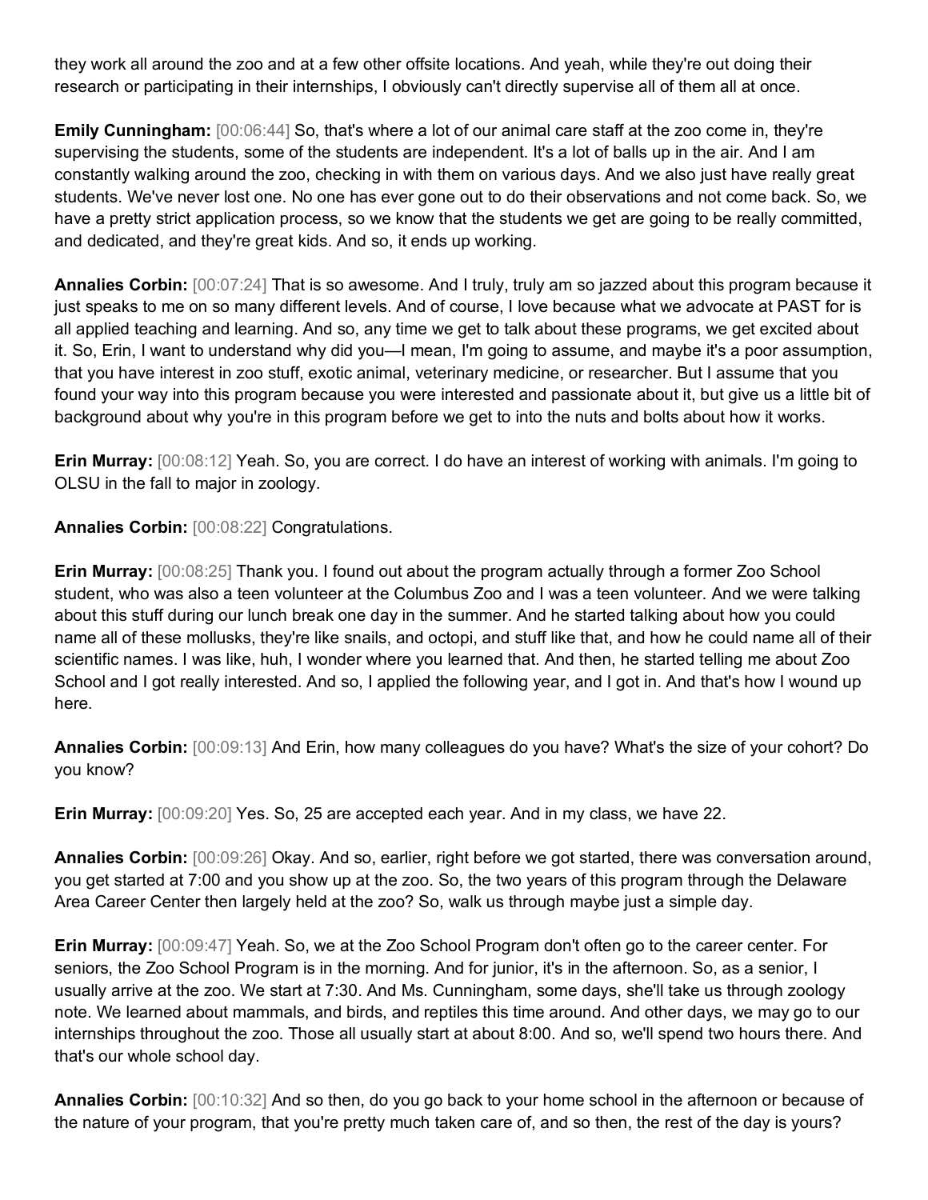they work all around the zoo and at a few other offsite locations. And yeah, while they're out doing their research or participating in their internships, I obviously can't directly supervise all of them all at once.

**Emily Cunningham:** [00:06:44] So, that's where a lot of our animal care staff at the zoo come in, they're supervising the students, some of the students are independent. It's a lot of balls up in the air. And I am constantly walking around the zoo, checking in with them on various days. And we also just have really great students. We've never lost one. No one has ever gone out to do their observations and not come back. So, we have a pretty strict application process, so we know that the students we get are going to be really committed, and dedicated, and they're great kids. And so, it ends up working.

**Annalies Corbin:** [00:07:24] That is so awesome. And I truly, truly am so jazzed about this program because it just speaks to me on so many different levels. And of course, I love because what we advocate at PAST for is all applied teaching and learning. And so, any time we get to talk about these programs, we get excited about it. So, Erin, I want to understand why did you—I mean, I'm going to assume, and maybe it's a poor assumption, that you have interest in zoo stuff, exotic animal, veterinary medicine, or researcher. But I assume that you found your way into this program because you were interested and passionate about it, but give us a little bit of background about why you're in this program before we get to into the nuts and bolts about how it works.

**Erin Murray:** [00:08:12] Yeah. So, you are correct. I do have an interest of working with animals. I'm going to OLSU in the fall to major in zoology.

**Annalies Corbin:** [00:08:22] Congratulations.

**Erin Murray:** [00:08:25] Thank you. I found out about the program actually through a former Zoo School student, who was also a teen volunteer at the Columbus Zoo and I was a teen volunteer. And we were talking about this stuff during our lunch break one day in the summer. And he started talking about how you could name all of these mollusks, they're like snails, and octopi, and stuff like that, and how he could name all of their scientific names. I was like, huh, I wonder where you learned that. And then, he started telling me about Zoo School and I got really interested. And so, I applied the following year, and I got in. And that's how I wound up here.

**Annalies Corbin:** [00:09:13] And Erin, how many colleagues do you have? What's the size of your cohort? Do you know?

**Erin Murray:** [00:09:20] Yes. So, 25 are accepted each year. And in my class, we have 22.

**Annalies Corbin:** [00:09:26] Okay. And so, earlier, right before we got started, there was conversation around, you get started at 7:00 and you show up at the zoo. So, the two years of this program through the Delaware Area Career Center then largely held at the zoo? So, walk us through maybe just a simple day.

**Erin Murray:** [00:09:47] Yeah. So, we at the Zoo School Program don't often go to the career center. For seniors, the Zoo School Program is in the morning. And for junior, it's in the afternoon. So, as a senior, I usually arrive at the zoo. We start at 7:30. And Ms. Cunningham, some days, she'll take us through zoology note. We learned about mammals, and birds, and reptiles this time around. And other days, we may go to our internships throughout the zoo. Those all usually start at about 8:00. And so, we'll spend two hours there. And that's our whole school day.

**Annalies Corbin:** [00:10:32] And so then, do you go back to your home school in the afternoon or because of the nature of your program, that you're pretty much taken care of, and so then, the rest of the day is yours?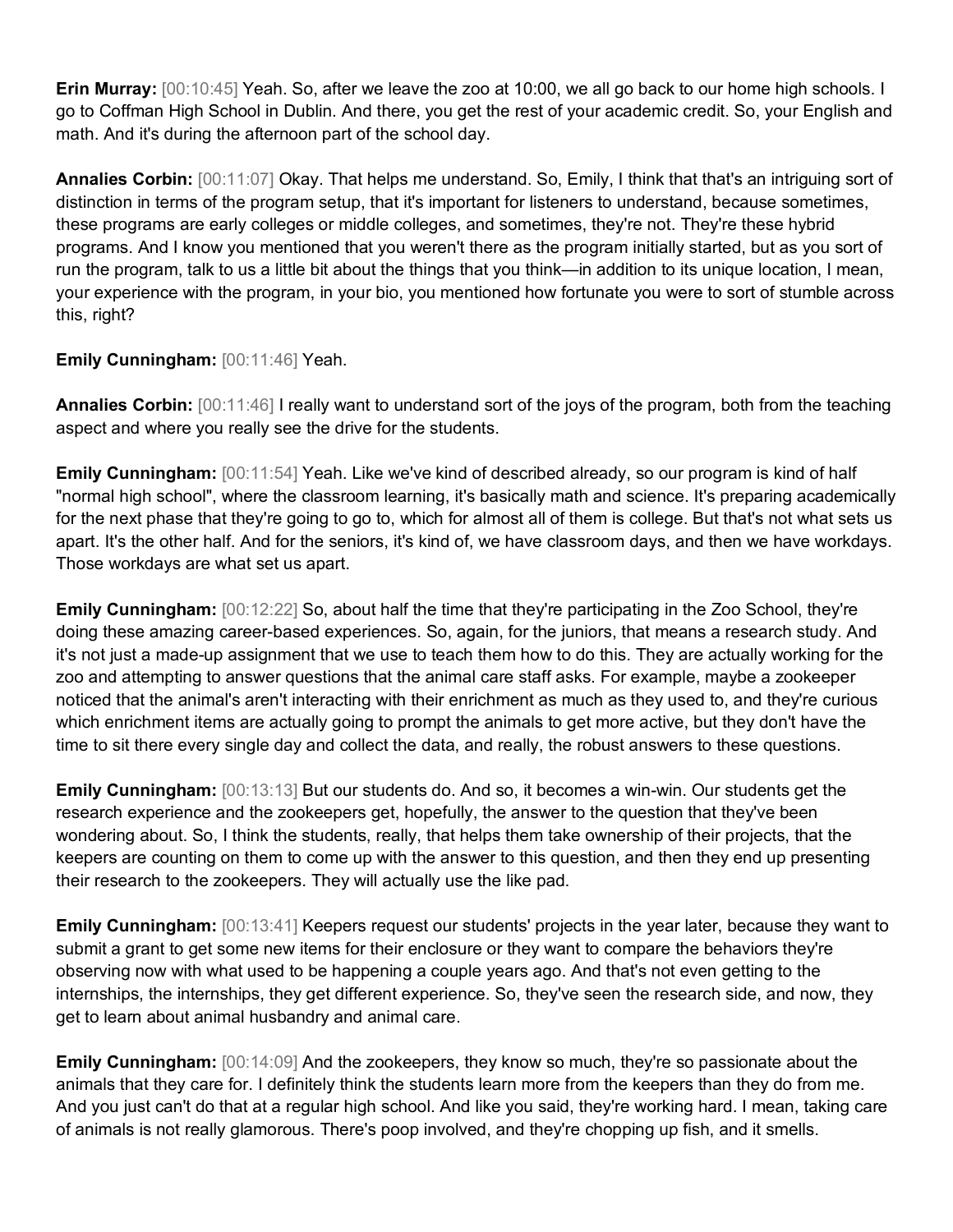**Erin Murray:** [00:10:45] Yeah. So, after we leave the zoo at 10:00, we all go back to our home high schools. I go to Coffman High School in Dublin. And there, you get the rest of your academic credit. So, your English and math. And it's during the afternoon part of the school day.

**Annalies Corbin:** [00:11:07] Okay. That helps me understand. So, Emily, I think that that's an intriguing sort of distinction in terms of the program setup, that it's important for listeners to understand, because sometimes, these programs are early colleges or middle colleges, and sometimes, they're not. They're these hybrid programs. And I know you mentioned that you weren't there as the program initially started, but as you sort of run the program, talk to us a little bit about the things that you think—in addition to its unique location, I mean, your experience with the program, in your bio, you mentioned how fortunate you were to sort of stumble across this, right?

**Emily Cunningham:** [00:11:46] Yeah.

**Annalies Corbin:** [00:11:46] I really want to understand sort of the joys of the program, both from the teaching aspect and where you really see the drive for the students.

**Emily Cunningham:** [00:11:54] Yeah. Like we've kind of described already, so our program is kind of half "normal high school", where the classroom learning, it's basically math and science. It's preparing academically for the next phase that they're going to go to, which for almost all of them is college. But that's not what sets us apart. It's the other half. And for the seniors, it's kind of, we have classroom days, and then we have workdays. Those workdays are what set us apart.

**Emily Cunningham:** [00:12:22] So, about half the time that they're participating in the Zoo School, they're doing these amazing career-based experiences. So, again, for the juniors, that means a research study. And it's not just a made-up assignment that we use to teach them how to do this. They are actually working for the zoo and attempting to answer questions that the animal care staff asks. For example, maybe a zookeeper noticed that the animal's aren't interacting with their enrichment as much as they used to, and they're curious which enrichment items are actually going to prompt the animals to get more active, but they don't have the time to sit there every single day and collect the data, and really, the robust answers to these questions.

**Emily Cunningham:** [00:13:13] But our students do. And so, it becomes a win-win. Our students get the research experience and the zookeepers get, hopefully, the answer to the question that they've been wondering about. So, I think the students, really, that helps them take ownership of their projects, that the keepers are counting on them to come up with the answer to this question, and then they end up presenting their research to the zookeepers. They will actually use the like pad.

**Emily Cunningham:** [00:13:41] Keepers request our students' projects in the year later, because they want to submit a grant to get some new items for their enclosure or they want to compare the behaviors they're observing now with what used to be happening a couple years ago. And that's not even getting to the internships, the internships, they get different experience. So, they've seen the research side, and now, they get to learn about animal husbandry and animal care.

**Emily Cunningham:** [00:14:09] And the zookeepers, they know so much, they're so passionate about the animals that they care for. I definitely think the students learn more from the keepers than they do from me. And you just can't do that at a regular high school. And like you said, they're working hard. I mean, taking care of animals is not really glamorous. There's poop involved, and they're chopping up fish, and it smells.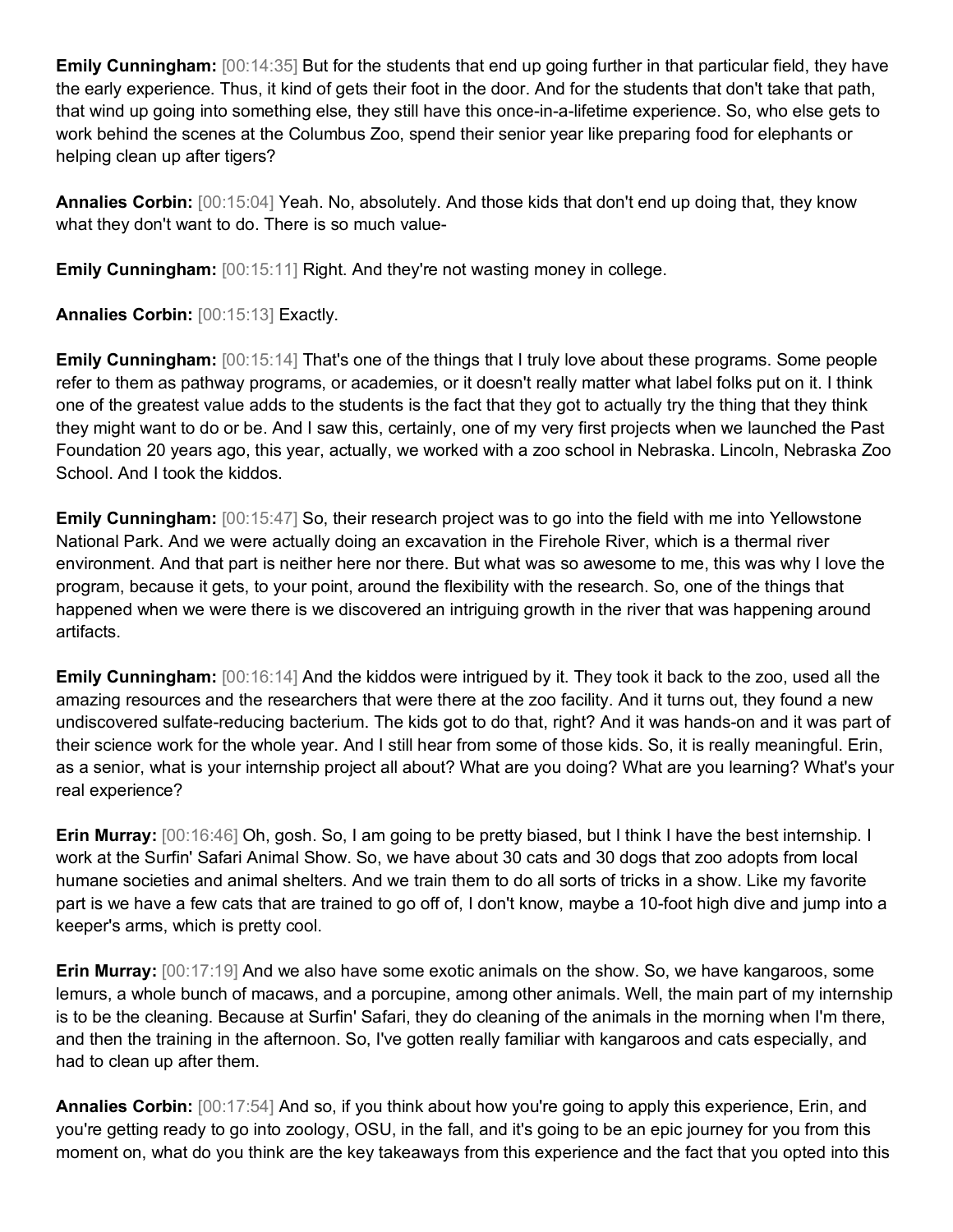**Emily Cunningham:** [00:14:35] But for the students that end up going further in that particular field, they have the early experience. Thus, it kind of gets their foot in the door. And for the students that don't take that path, that wind up going into something else, they still have this once-in-a-lifetime experience. So, who else gets to work behind the scenes at the Columbus Zoo, spend their senior year like preparing food for elephants or helping clean up after tigers?

**Annalies Corbin:** [00:15:04] Yeah. No, absolutely. And those kids that don't end up doing that, they know what they don't want to do. There is so much value-

**Emily Cunningham:** [00:15:11] Right. And they're not wasting money in college.

**Annalies Corbin:** [00:15:13] Exactly.

**Emily Cunningham:** [00:15:14] That's one of the things that I truly love about these programs. Some people refer to them as pathway programs, or academies, or it doesn't really matter what label folks put on it. I think one of the greatest value adds to the students is the fact that they got to actually try the thing that they think they might want to do or be. And I saw this, certainly, one of my very first projects when we launched the Past Foundation 20 years ago, this year, actually, we worked with a zoo school in Nebraska. Lincoln, Nebraska Zoo School. And I took the kiddos.

**Emily Cunningham:** [00:15:47] So, their research project was to go into the field with me into Yellowstone National Park. And we were actually doing an excavation in the Firehole River, which is a thermal river environment. And that part is neither here nor there. But what was so awesome to me, this was why I love the program, because it gets, to your point, around the flexibility with the research. So, one of the things that happened when we were there is we discovered an intriguing growth in the river that was happening around artifacts.

**Emily Cunningham:** [00:16:14] And the kiddos were intrigued by it. They took it back to the zoo, used all the amazing resources and the researchers that were there at the zoo facility. And it turns out, they found a new undiscovered sulfate-reducing bacterium. The kids got to do that, right? And it was hands-on and it was part of their science work for the whole year. And I still hear from some of those kids. So, it is really meaningful. Erin, as a senior, what is your internship project all about? What are you doing? What are you learning? What's your real experience?

**Erin Murray:** [00:16:46] Oh, gosh. So, I am going to be pretty biased, but I think I have the best internship. I work at the Surfin' Safari Animal Show. So, we have about 30 cats and 30 dogs that zoo adopts from local humane societies and animal shelters. And we train them to do all sorts of tricks in a show. Like my favorite part is we have a few cats that are trained to go off of, I don't know, maybe a 10-foot high dive and jump into a keeper's arms, which is pretty cool.

**Erin Murray:** [00:17:19] And we also have some exotic animals on the show. So, we have kangaroos, some lemurs, a whole bunch of macaws, and a porcupine, among other animals. Well, the main part of my internship is to be the cleaning. Because at Surfin' Safari, they do cleaning of the animals in the morning when I'm there, and then the training in the afternoon. So, I've gotten really familiar with kangaroos and cats especially, and had to clean up after them.

**Annalies Corbin:** [00:17:54] And so, if you think about how you're going to apply this experience, Erin, and you're getting ready to go into zoology, OSU, in the fall, and it's going to be an epic journey for you from this moment on, what do you think are the key takeaways from this experience and the fact that you opted into this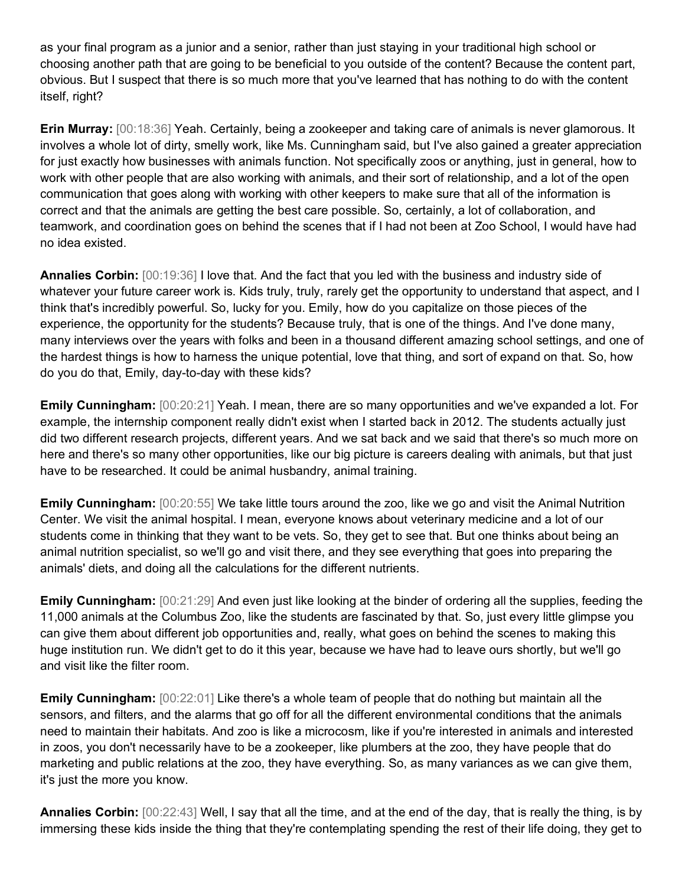as your final program as a junior and a senior, rather than just staying in your traditional high school or choosing another path that are going to be beneficial to you outside of the content? Because the content part, obvious. But I suspect that there is so much more that you've learned that has nothing to do with the content itself, right?

**Erin Murray:** [00:18:36] Yeah. Certainly, being a zookeeper and taking care of animals is never glamorous. It involves a whole lot of dirty, smelly work, like Ms. Cunningham said, but I've also gained a greater appreciation for just exactly how businesses with animals function. Not specifically zoos or anything, just in general, how to work with other people that are also working with animals, and their sort of relationship, and a lot of the open communication that goes along with working with other keepers to make sure that all of the information is correct and that the animals are getting the best care possible. So, certainly, a lot of collaboration, and teamwork, and coordination goes on behind the scenes that if I had not been at Zoo School, I would have had no idea existed.

**Annalies Corbin:** [00:19:36] I love that. And the fact that you led with the business and industry side of whatever your future career work is. Kids truly, truly, rarely get the opportunity to understand that aspect, and I think that's incredibly powerful. So, lucky for you. Emily, how do you capitalize on those pieces of the experience, the opportunity for the students? Because truly, that is one of the things. And I've done many, many interviews over the years with folks and been in a thousand different amazing school settings, and one of the hardest things is how to harness the unique potential, love that thing, and sort of expand on that. So, how do you do that, Emily, day-to-day with these kids?

**Emily Cunningham:** [00:20:21] Yeah. I mean, there are so many opportunities and we've expanded a lot. For example, the internship component really didn't exist when I started back in 2012. The students actually just did two different research projects, different years. And we sat back and we said that there's so much more on here and there's so many other opportunities, like our big picture is careers dealing with animals, but that just have to be researched. It could be animal husbandry, animal training.

**Emily Cunningham:** [00:20:55] We take little tours around the zoo, like we go and visit the Animal Nutrition Center. We visit the animal hospital. I mean, everyone knows about veterinary medicine and a lot of our students come in thinking that they want to be vets. So, they get to see that. But one thinks about being an animal nutrition specialist, so we'll go and visit there, and they see everything that goes into preparing the animals' diets, and doing all the calculations for the different nutrients.

**Emily Cunningham:** [00:21:29] And even just like looking at the binder of ordering all the supplies, feeding the 11,000 animals at the Columbus Zoo, like the students are fascinated by that. So, just every little glimpse you can give them about different job opportunities and, really, what goes on behind the scenes to making this huge institution run. We didn't get to do it this year, because we have had to leave ours shortly, but we'll go and visit like the filter room.

**Emily Cunningham:** [00:22:01] Like there's a whole team of people that do nothing but maintain all the sensors, and filters, and the alarms that go off for all the different environmental conditions that the animals need to maintain their habitats. And zoo is like a microcosm, like if you're interested in animals and interested in zoos, you don't necessarily have to be a zookeeper, like plumbers at the zoo, they have people that do marketing and public relations at the zoo, they have everything. So, as many variances as we can give them, it's just the more you know.

**Annalies Corbin:** [00:22:43] Well, I say that all the time, and at the end of the day, that is really the thing, is by immersing these kids inside the thing that they're contemplating spending the rest of their life doing, they get to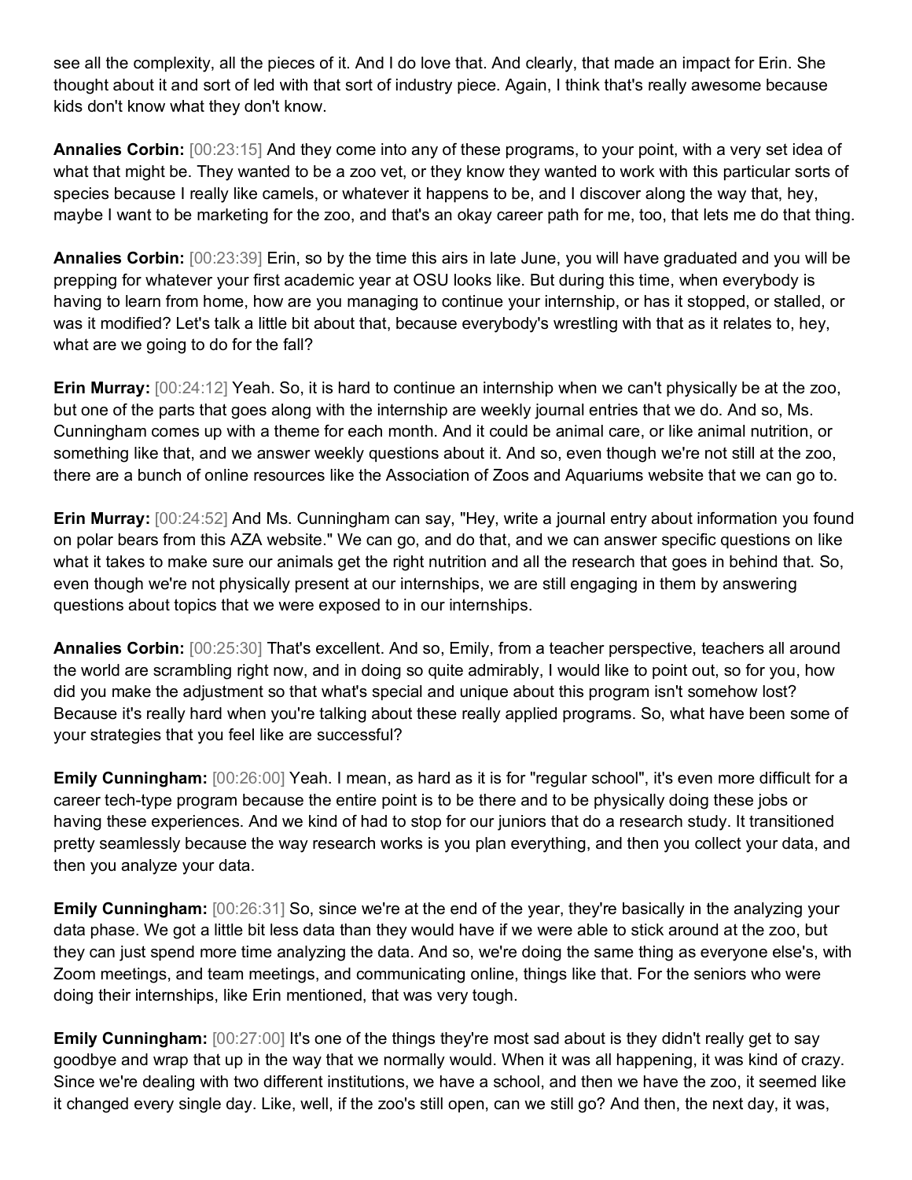see all the complexity, all the pieces of it. And I do love that. And clearly, that made an impact for Erin. She thought about it and sort of led with that sort of industry piece. Again, I think that's really awesome because kids don't know what they don't know.

**Annalies Corbin:** [00:23:15] And they come into any of these programs, to your point, with a very set idea of what that might be. They wanted to be a zoo vet, or they know they wanted to work with this particular sorts of species because I really like camels, or whatever it happens to be, and I discover along the way that, hey, maybe I want to be marketing for the zoo, and that's an okay career path for me, too, that lets me do that thing.

**Annalies Corbin:** [00:23:39] Erin, so by the time this airs in late June, you will have graduated and you will be prepping for whatever your first academic year at OSU looks like. But during this time, when everybody is having to learn from home, how are you managing to continue your internship, or has it stopped, or stalled, or was it modified? Let's talk a little bit about that, because everybody's wrestling with that as it relates to, hey, what are we going to do for the fall?

**Erin Murray:** [00:24:12] Yeah. So, it is hard to continue an internship when we can't physically be at the zoo, but one of the parts that goes along with the internship are weekly journal entries that we do. And so, Ms. Cunningham comes up with a theme for each month. And it could be animal care, or like animal nutrition, or something like that, and we answer weekly questions about it. And so, even though we're not still at the zoo, there are a bunch of online resources like the Association of Zoos and Aquariums website that we can go to.

**Erin Murray:** [00:24:52] And Ms. Cunningham can say, "Hey, write a journal entry about information you found on polar bears from this AZA website." We can go, and do that, and we can answer specific questions on like what it takes to make sure our animals get the right nutrition and all the research that goes in behind that. So, even though we're not physically present at our internships, we are still engaging in them by answering questions about topics that we were exposed to in our internships.

**Annalies Corbin:** [00:25:30] That's excellent. And so, Emily, from a teacher perspective, teachers all around the world are scrambling right now, and in doing so quite admirably, I would like to point out, so for you, how did you make the adjustment so that what's special and unique about this program isn't somehow lost? Because it's really hard when you're talking about these really applied programs. So, what have been some of your strategies that you feel like are successful?

**Emily Cunningham:** [00:26:00] Yeah. I mean, as hard as it is for "regular school", it's even more difficult for a career tech-type program because the entire point is to be there and to be physically doing these jobs or having these experiences. And we kind of had to stop for our juniors that do a research study. It transitioned pretty seamlessly because the way research works is you plan everything, and then you collect your data, and then you analyze your data.

**Emily Cunningham:** [00:26:31] So, since we're at the end of the year, they're basically in the analyzing your data phase. We got a little bit less data than they would have if we were able to stick around at the zoo, but they can just spend more time analyzing the data. And so, we're doing the same thing as everyone else's, with Zoom meetings, and team meetings, and communicating online, things like that. For the seniors who were doing their internships, like Erin mentioned, that was very tough.

**Emily Cunningham:** [00:27:00] It's one of the things they're most sad about is they didn't really get to say goodbye and wrap that up in the way that we normally would. When it was all happening, it was kind of crazy. Since we're dealing with two different institutions, we have a school, and then we have the zoo, it seemed like it changed every single day. Like, well, if the zoo's still open, can we still go? And then, the next day, it was,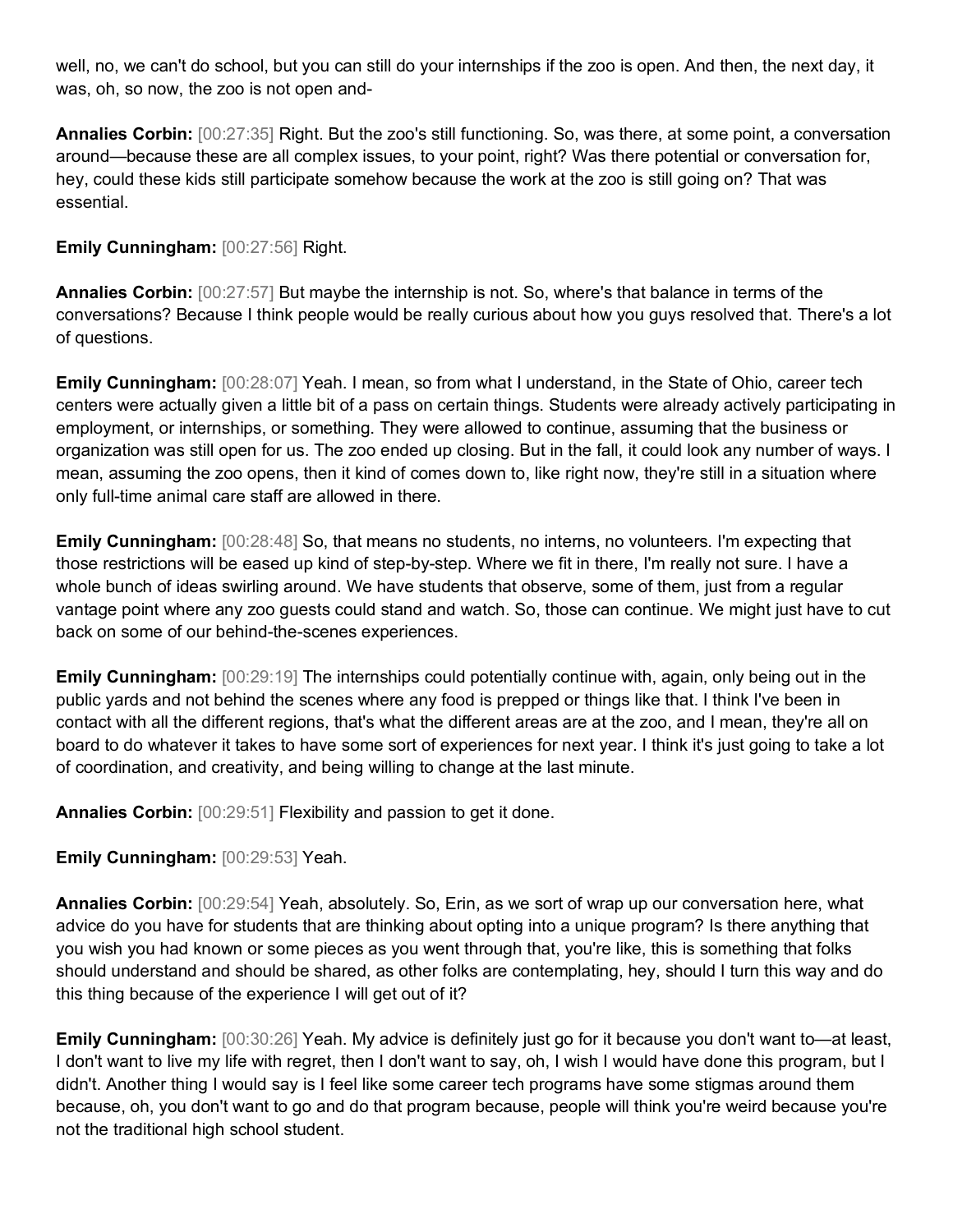well, no, we can't do school, but you can still do your internships if the zoo is open. And then, the next day, it was, oh, so now, the zoo is not open and-

**Annalies Corbin:** [00:27:35] Right. But the zoo's still functioning. So, was there, at some point, a conversation around—because these are all complex issues, to your point, right? Was there potential or conversation for, hey, could these kids still participate somehow because the work at the zoo is still going on? That was essential.

**Emily Cunningham:** [00:27:56] Right.

**Annalies Corbin:** [00:27:57] But maybe the internship is not. So, where's that balance in terms of the conversations? Because I think people would be really curious about how you guys resolved that. There's a lot of questions.

**Emily Cunningham:** [00:28:07] Yeah. I mean, so from what I understand, in the State of Ohio, career tech centers were actually given a little bit of a pass on certain things. Students were already actively participating in employment, or internships, or something. They were allowed to continue, assuming that the business or organization was still open for us. The zoo ended up closing. But in the fall, it could look any number of ways. I mean, assuming the zoo opens, then it kind of comes down to, like right now, they're still in a situation where only full-time animal care staff are allowed in there.

**Emily Cunningham:** [00:28:48] So, that means no students, no interns, no volunteers. I'm expecting that those restrictions will be eased up kind of step-by-step. Where we fit in there, I'm really not sure. I have a whole bunch of ideas swirling around. We have students that observe, some of them, just from a regular vantage point where any zoo guests could stand and watch. So, those can continue. We might just have to cut back on some of our behind-the-scenes experiences.

**Emily Cunningham:** [00:29:19] The internships could potentially continue with, again, only being out in the public yards and not behind the scenes where any food is prepped or things like that. I think I've been in contact with all the different regions, that's what the different areas are at the zoo, and I mean, they're all on board to do whatever it takes to have some sort of experiences for next year. I think it's just going to take a lot of coordination, and creativity, and being willing to change at the last minute.

**Annalies Corbin:** [00:29:51] Flexibility and passion to get it done.

**Emily Cunningham:** [00:29:53] Yeah.

**Annalies Corbin:** [00:29:54] Yeah, absolutely. So, Erin, as we sort of wrap up our conversation here, what advice do you have for students that are thinking about opting into a unique program? Is there anything that you wish you had known or some pieces as you went through that, you're like, this is something that folks should understand and should be shared, as other folks are contemplating, hey, should I turn this way and do this thing because of the experience I will get out of it?

**Emily Cunningham:** [00:30:26] Yeah. My advice is definitely just go for it because you don't want to—at least, I don't want to live my life with regret, then I don't want to say, oh, I wish I would have done this program, but I didn't. Another thing I would say is I feel like some career tech programs have some stigmas around them because, oh, you don't want to go and do that program because, people will think you're weird because you're not the traditional high school student.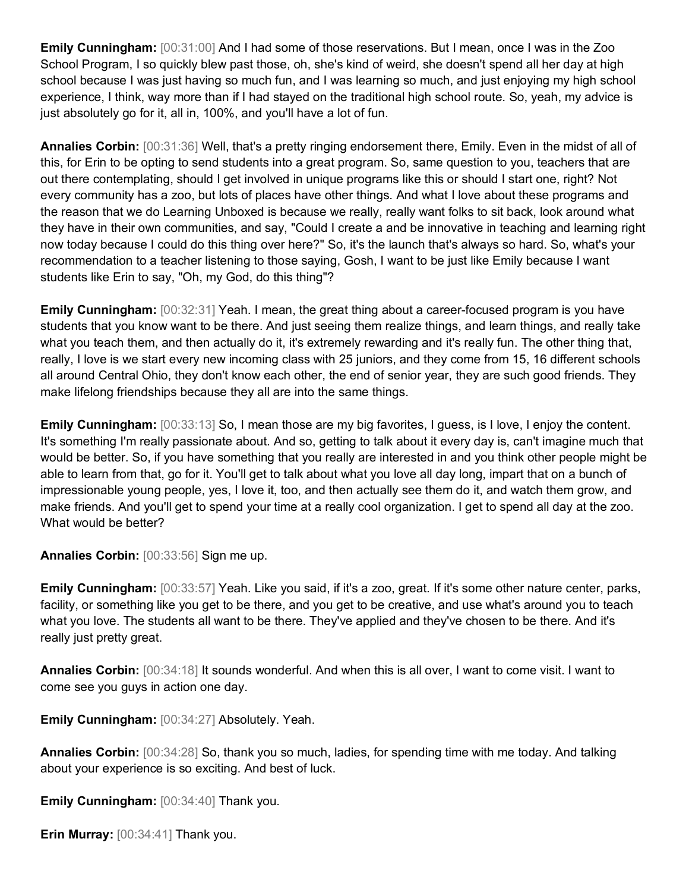**Emily Cunningham:** [00:31:00] And I had some of those reservations. But I mean, once I was in the Zoo School Program, I so quickly blew past those, oh, she's kind of weird, she doesn't spend all her day at high school because I was just having so much fun, and I was learning so much, and just enjoying my high school experience, I think, way more than if I had stayed on the traditional high school route. So, yeah, my advice is just absolutely go for it, all in, 100%, and you'll have a lot of fun.

**Annalies Corbin:** [00:31:36] Well, that's a pretty ringing endorsement there, Emily. Even in the midst of all of this, for Erin to be opting to send students into a great program. So, same question to you, teachers that are out there contemplating, should I get involved in unique programs like this or should I start one, right? Not every community has a zoo, but lots of places have other things. And what I love about these programs and the reason that we do Learning Unboxed is because we really, really want folks to sit back, look around what they have in their own communities, and say, "Could I create a and be innovative in teaching and learning right now today because I could do this thing over here?" So, it's the launch that's always so hard. So, what's your recommendation to a teacher listening to those saying, Gosh, I want to be just like Emily because I want students like Erin to say, "Oh, my God, do this thing"?

**Emily Cunningham:** [00:32:31] Yeah. I mean, the great thing about a career-focused program is you have students that you know want to be there. And just seeing them realize things, and learn things, and really take what you teach them, and then actually do it, it's extremely rewarding and it's really fun. The other thing that, really, I love is we start every new incoming class with 25 juniors, and they come from 15, 16 different schools all around Central Ohio, they don't know each other, the end of senior year, they are such good friends. They make lifelong friendships because they all are into the same things.

**Emily Cunningham:** [00:33:13] So, I mean those are my big favorites, I guess, is I love, I enjoy the content. It's something I'm really passionate about. And so, getting to talk about it every day is, can't imagine much that would be better. So, if you have something that you really are interested in and you think other people might be able to learn from that, go for it. You'll get to talk about what you love all day long, impart that on a bunch of impressionable young people, yes, I love it, too, and then actually see them do it, and watch them grow, and make friends. And you'll get to spend your time at a really cool organization. I get to spend all day at the zoo. What would be better?

**Annalies Corbin:** [00:33:56] Sign me up.

**Emily Cunningham:** [00:33:57] Yeah. Like you said, if it's a zoo, great. If it's some other nature center, parks, facility, or something like you get to be there, and you get to be creative, and use what's around you to teach what you love. The students all want to be there. They've applied and they've chosen to be there. And it's really just pretty great.

**Annalies Corbin:** [00:34:18] It sounds wonderful. And when this is all over, I want to come visit. I want to come see you guys in action one day.

**Emily Cunningham:** [00:34:27] Absolutely. Yeah.

**Annalies Corbin:** [00:34:28] So, thank you so much, ladies, for spending time with me today. And talking about your experience is so exciting. And best of luck.

**Emily Cunningham:** [00:34:40] Thank you.

**Erin Murray:** [00:34:41] Thank you.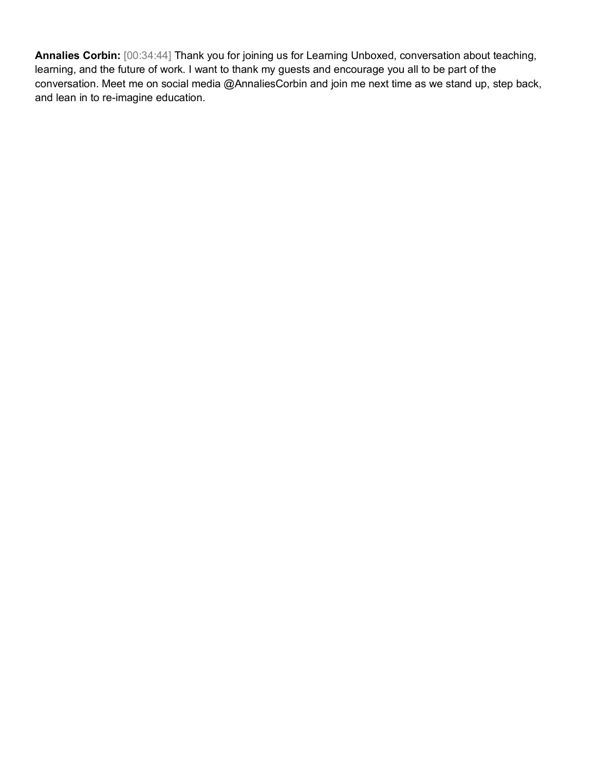**Annalies Corbin:** [00:34:44] Thank you for joining us for Learning Unboxed, conversation about teaching, learning, and the future of work. I want to thank my guests and encourage you all to be part of the conversation. Meet me on social media @AnnaliesCorbin and join me next time as we stand up, step back, and lean in to re-imagine education.